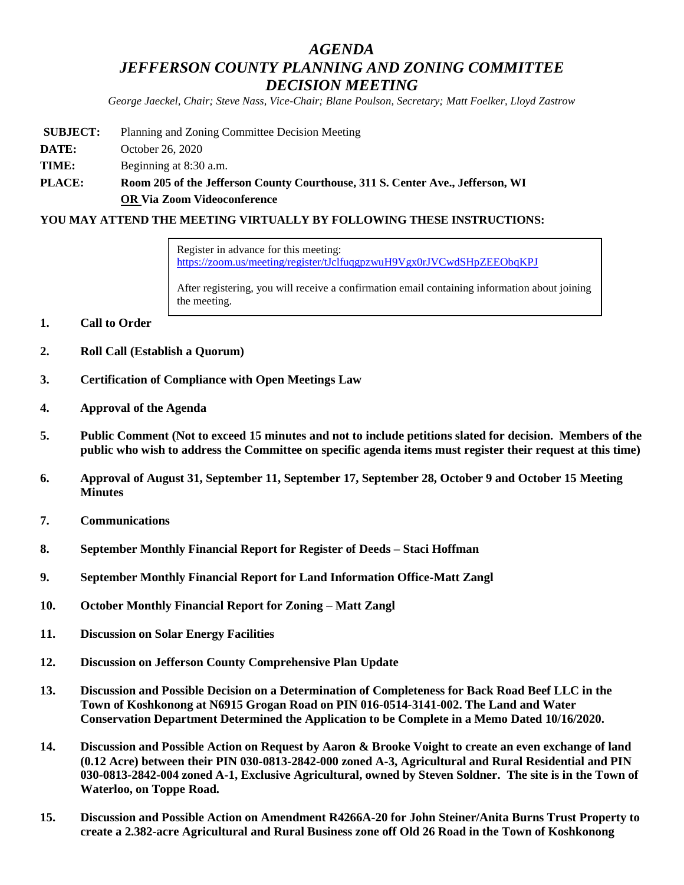# *AGENDA*
# *JEFFERSON COUNTY PLANNING AND ZONING COMMITTEE*
# *DECISION MEETING*

*George Jaeckel, Chair; Steve Nass, Vice-Chair; Blane Poulson, Secretary; Matt Foelker, Lloyd Zastrow*

**SUBJECT:** Planning and Zoning Committee Decision Meeting

**DATE:** October 26, 2020

**TIME:** Beginning at 8:30 a.m.

**PLACE:** **Room 205 of the Jefferson County Courthouse, 311 S. Center Ave., Jefferson, WI**
**OR Via Zoom Videoconference**

**YOU MAY ATTEND THE MEETING VIRTUALLY BY FOLLOWING THESE INSTRUCTIONS:**

> Register in advance for this meeting:
> https://zoom.us/meeting/register/tJclfuqgpzwuH9Vgx0rJVCwdSHpZEEObqKPJ
>
> After registering, you will receive a confirmation email containing information about joining the meeting.

1. **Call to Order**

2. **Roll Call (Establish a Quorum)**

3. **Certification of Compliance with Open Meetings Law**

4. **Approval of the Agenda**

5. **Public Comment (Not to exceed 15 minutes and not to include petitions slated for decision. Members of the public who wish to address the Committee on specific agenda items must register their request at this time)**

6. **Approval of August 31, September 11, September 17, September 28, October 9 and October 15 Meeting Minutes**

7. **Communications**

8. **September Monthly Financial Report for Register of Deeds – Staci Hoffman**

9. **September Monthly Financial Report for Land Information Office-Matt Zangl**

10. **October Monthly Financial Report for Zoning – Matt Zangl**

11. **Discussion on Solar Energy Facilities**

12. **Discussion on Jefferson County Comprehensive Plan Update**

13. **Discussion and Possible Decision on a Determination of Completeness for Back Road Beef LLC in the Town of Koshkonong at N6915 Grogan Road on PIN 016-0514-3141-002. The Land and Water Conservation Department Determined the Application to be Complete in a Memo Dated 10/16/2020.**

14. **Discussion and Possible Action on Request by Aaron & Brooke Voight to create an even exchange of land (0.12 Acre) between their PIN 030-0813-2842-000 zoned A-3, Agricultural and Rural Residential and PIN 030-0813-2842-004 zoned A-1, Exclusive Agricultural, owned by Steven Soldner. The site is in the Town of Waterloo, on Toppe Road.**

15. **Discussion and Possible Action on Amendment R4266A-20 for John Steiner/Anita Burns Trust Property to create a 2.382-acre Agricultural and Rural Business zone off Old 26 Road in the Town of Koshkonong**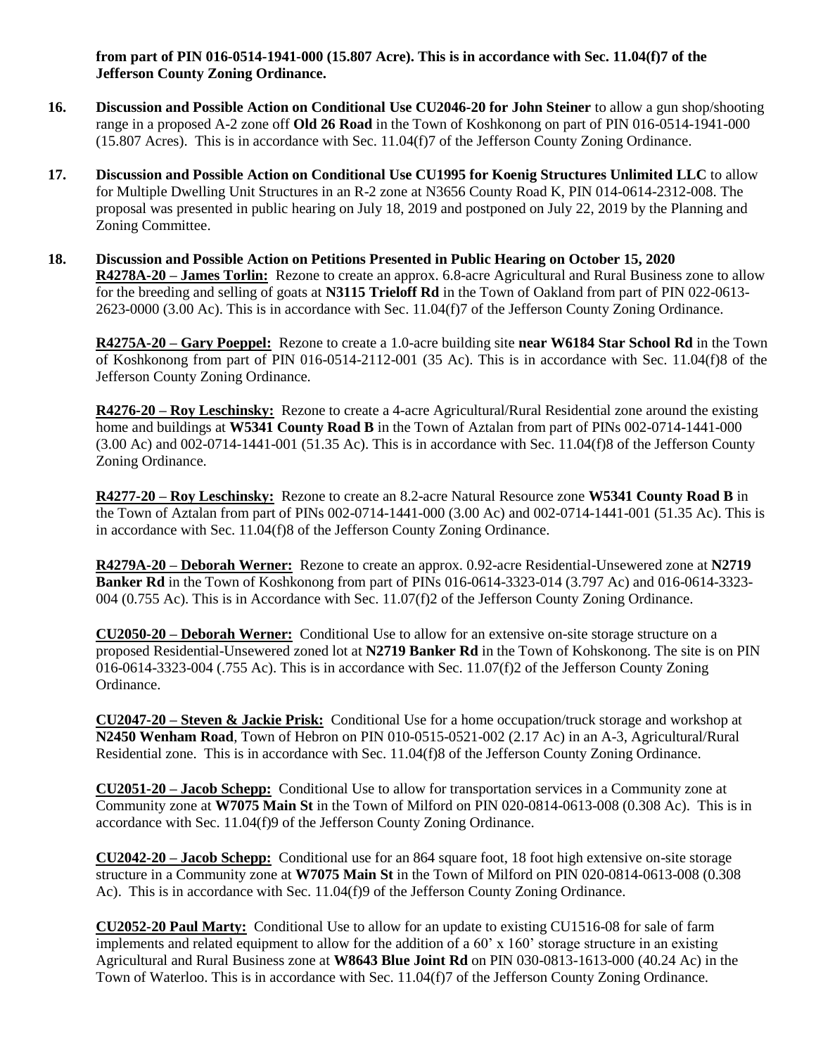**from part of PIN 016-0514-1941-000 (15.807 Acre). This is in accordance with Sec. 11.04(f)7 of the Jefferson County Zoning Ordinance.**

16. **Discussion and Possible Action on Conditional Use CU2046-20 for John Steiner** to allow a gun shop/shooting range in a proposed A-2 zone off **Old 26 Road** in the Town of Koshkonong on part of PIN 016-0514-1941-000 (15.807 Acres). This is in accordance with Sec. 11.04(f)7 of the Jefferson County Zoning Ordinance.

17. **Discussion and Possible Action on Conditional Use CU1995 for Koenig Structures Unlimited LLC** to allow for Multiple Dwelling Unit Structures in an R-2 zone at N3656 County Road K, PIN 014-0614-2312-008. The proposal was presented in public hearing on July 18, 2019 and postponed on July 22, 2019 by the Planning and Zoning Committee.

18. **Discussion and Possible Action on Petitions Presented in Public Hearing on October 15, 2020**

    **R4278A-20 – James Torlin:** Rezone to create an approx. 6.8-acre Agricultural and Rural Business zone to allow for the breeding and selling of goats at **N3115 Trieloff Rd** in the Town of Oakland from part of PIN 022-0613-2623-0000 (3.00 Ac). This is in accordance with Sec. 11.04(f)7 of the Jefferson County Zoning Ordinance.

    **R4275A-20 – Gary Poeppel:** Rezone to create a 1.0-acre building site **near W6184 Star School Rd** in the Town of Koshkonong from part of PIN 016-0514-2112-001 (35 Ac). This is in accordance with Sec. 11.04(f)8 of the Jefferson County Zoning Ordinance.

    **R4276-20 – Roy Leschinsky:** Rezone to create a 4-acre Agricultural/Rural Residential zone around the existing home and buildings at **W5341 County Road B** in the Town of Aztalan from part of PINs 002-0714-1441-000 (3.00 Ac) and 002-0714-1441-001 (51.35 Ac). This is in accordance with Sec. 11.04(f)8 of the Jefferson County Zoning Ordinance.

    **R4277-20 – Roy Leschinsky:** Rezone to create an 8.2-acre Natural Resource zone **W5341 County Road B** in the Town of Aztalan from part of PINs 002-0714-1441-000 (3.00 Ac) and 002-0714-1441-001 (51.35 Ac). This is in accordance with Sec. 11.04(f)8 of the Jefferson County Zoning Ordinance.

    **R4279A-20 – Deborah Werner:** Rezone to create an approx. 0.92-acre Residential-Unsewered zone at **N2719 Banker Rd** in the Town of Koshkonong from part of PINs 016-0614-3323-014 (3.797 Ac) and 016-0614-3323-004 (0.755 Ac). This is in Accordance with Sec. 11.07(f)2 of the Jefferson County Zoning Ordinance.

    **CU2050-20 – Deborah Werner:** Conditional Use to allow for an extensive on-site storage structure on a proposed Residential-Unsewered zoned lot at **N2719 Banker Rd** in the Town of Kohskonong. The site is on PIN 016-0614-3323-004 (.755 Ac). This is in accordance with Sec. 11.07(f)2 of the Jefferson County Zoning Ordinance.

    **CU2047-20 – Steven & Jackie Prisk:** Conditional Use for a home occupation/truck storage and workshop at **N2450 Wenham Road**, Town of Hebron on PIN 010-0515-0521-002 (2.17 Ac) in an A-3, Agricultural/Rural Residential zone. This is in accordance with Sec. 11.04(f)8 of the Jefferson County Zoning Ordinance.

    **CU2051-20 – Jacob Schepp:** Conditional Use to allow for transportation services in a Community zone at Community zone at **W7075 Main St** in the Town of Milford on PIN 020-0814-0613-008 (0.308 Ac). This is in accordance with Sec. 11.04(f)9 of the Jefferson County Zoning Ordinance.

    **CU2042-20 – Jacob Schepp:** Conditional use for an 864 square foot, 18 foot high extensive on-site storage structure in a Community zone at **W7075 Main St** in the Town of Milford on PIN 020-0814-0613-008 (0.308 Ac). This is in accordance with Sec. 11.04(f)9 of the Jefferson County Zoning Ordinance.

    **CU2052-20 Paul Marty:** Conditional Use to allow for an update to existing CU1516-08 for sale of farm implements and related equipment to allow for the addition of a 60' x 160' storage structure in an existing Agricultural and Rural Business zone at **W8643 Blue Joint Rd** on PIN 030-0813-1613-000 (40.24 Ac) in the Town of Waterloo. This is in accordance with Sec. 11.04(f)7 of the Jefferson County Zoning Ordinance.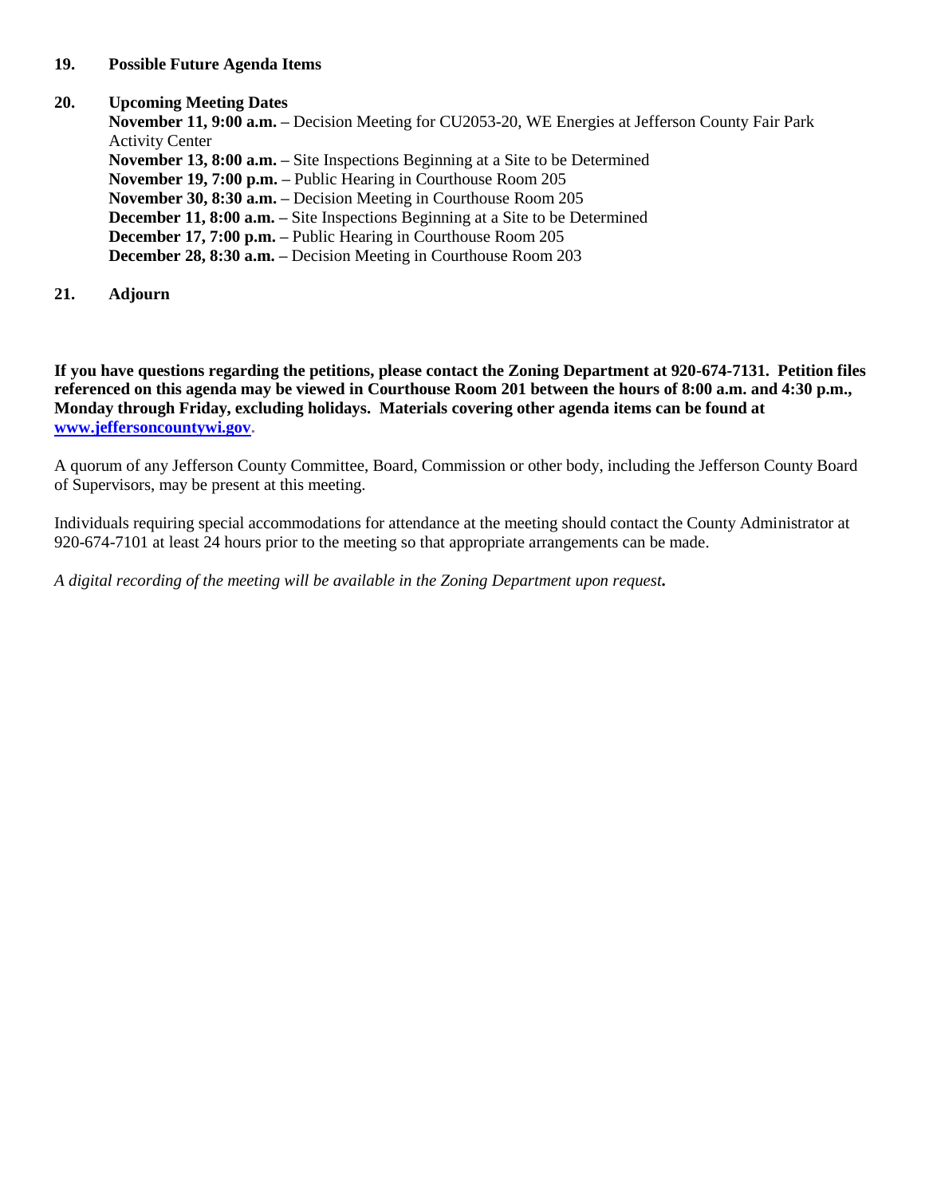**19. Possible Future Agenda Items**

**20. Upcoming Meeting Dates**

**November 11, 9:00 a.m.** – Decision Meeting for CU2053-20, WE Energies at Jefferson County Fair Park Activity Center
**November 13, 8:00 a.m.** – Site Inspections Beginning at a Site to be Determined
**November 19, 7:00 p.m.** – Public Hearing in Courthouse Room 205
**November 30, 8:30 a.m.** – Decision Meeting in Courthouse Room 205
**December 11, 8:00 a.m.** – Site Inspections Beginning at a Site to be Determined
**December 17, 7:00 p.m.** – Public Hearing in Courthouse Room 205
**December 28, 8:30 a.m.** – Decision Meeting in Courthouse Room 203

**21. Adjourn**

**If you have questions regarding the petitions, please contact the Zoning Department at 920-674-7131. Petition files referenced on this agenda may be viewed in Courthouse Room 201 between the hours of 8:00 a.m. and 4:30 p.m., Monday through Friday, excluding holidays. Materials covering other agenda items can be found at [www.jeffersoncountywi.gov](http://www.jeffersoncountywi.gov).**

A quorum of any Jefferson County Committee, Board, Commission or other body, including the Jefferson County Board of Supervisors, may be present at this meeting.

Individuals requiring special accommodations for attendance at the meeting should contact the County Administrator at 920-674-7101 at least 24 hours prior to the meeting so that appropriate arrangements can be made.

*A digital recording of the meeting will be available in the Zoning Department upon request.*